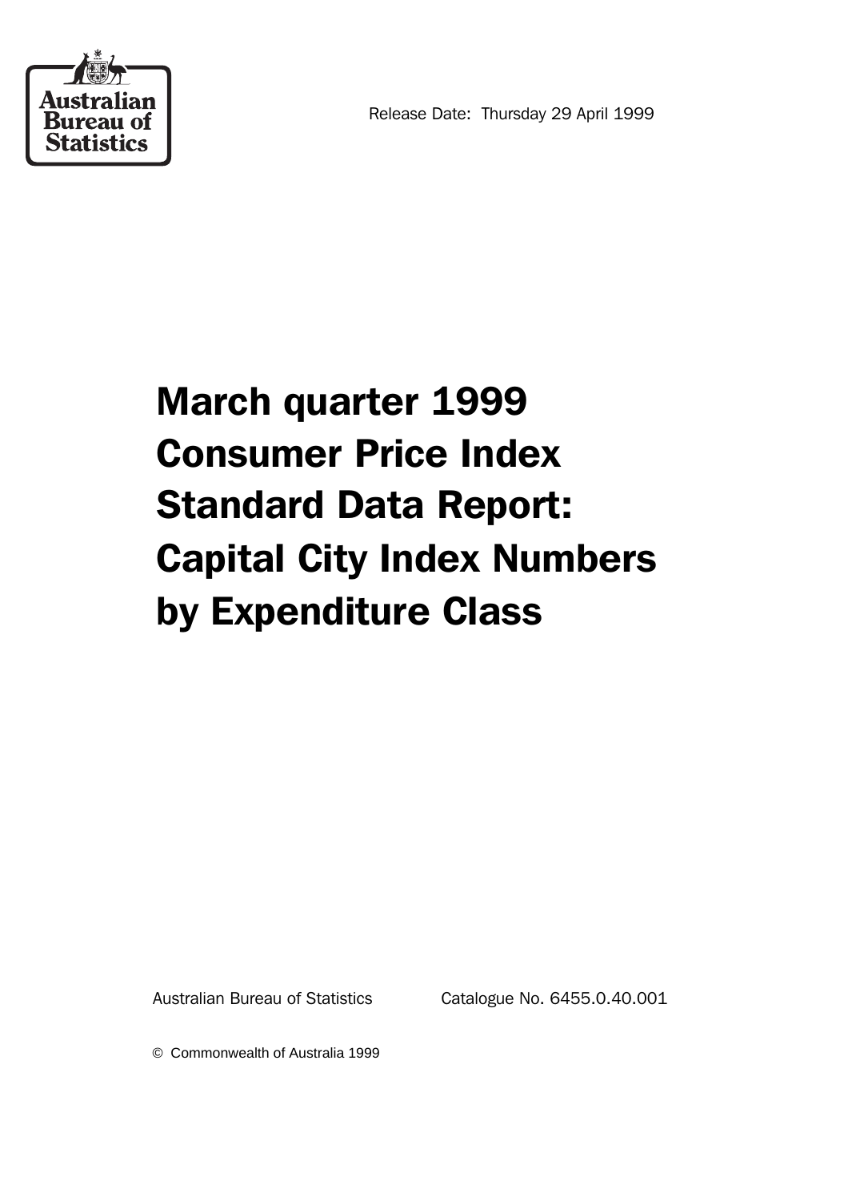Australian Bureau of Statistics

Release Date: Thursday 29 April 1999

# March quarter 1999 Consumer Price Index Standard Data Report: Capital City Index Numbers by Expenditure Class

Australian Bureau of Statistics    Catalogue No. 6455.0.40.001

© Commonwealth of Australia 1999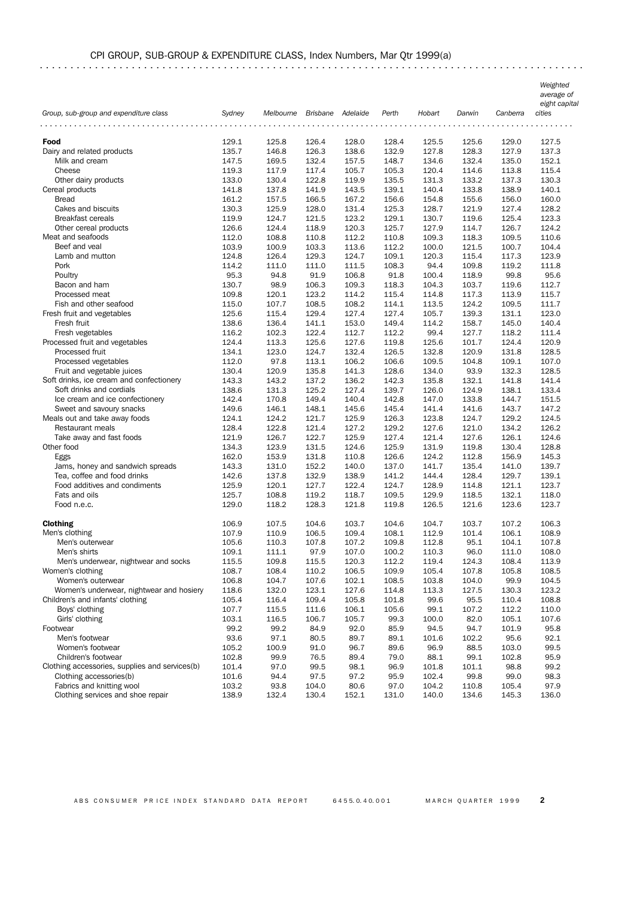## CPI GROUP, SUB-GROUP & EXPENDITURE CLASS, Index Numbers, Mar Qtr 1999(a)

| Group, sub-group and expenditure class | Sydney | Melbourne | Brisbane | Adelaide | Perth | Hobart | Darwin | Canberra | Weighted average of eight capital cities |
|---|---|---|---|---|---|---|---|---|---|
| **Food** | 129.1 | 125.8 | 126.4 | 128.0 | 128.4 | 125.5 | 125.6 | 129.0 | 127.5 |
| Dairy and related products | 135.7 | 146.8 | 126.3 | 138.6 | 132.9 | 127.8 | 128.3 | 127.9 | 137.3 |
| Milk and cream | 147.5 | 169.5 | 132.4 | 157.5 | 148.7 | 134.6 | 132.4 | 135.0 | 152.1 |
| Cheese | 119.3 | 117.9 | 117.4 | 105.7 | 105.3 | 120.4 | 114.6 | 113.8 | 115.4 |
| Other dairy products | 133.0 | 130.4 | 122.8 | 119.9 | 135.5 | 131.3 | 133.2 | 137.3 | 130.3 |
| Cereal products | 141.8 | 137.8 | 141.9 | 143.5 | 139.1 | 140.4 | 133.8 | 138.9 | 140.1 |
| Bread | 161.2 | 157.5 | 166.5 | 167.2 | 156.6 | 154.8 | 155.6 | 156.0 | 160.0 |
| Cakes and biscuits | 130.3 | 125.9 | 128.0 | 131.4 | 125.3 | 128.7 | 121.9 | 127.4 | 128.2 |
| Breakfast cereals | 119.9 | 124.7 | 121.5 | 123.2 | 129.1 | 130.7 | 119.6 | 125.4 | 123.3 |
| Other cereal products | 126.6 | 124.4 | 118.9 | 120.3 | 125.7 | 127.9 | 114.7 | 126.7 | 124.2 |
| Meat and seafoods | 112.0 | 108.8 | 110.8 | 112.2 | 110.8 | 109.3 | 118.3 | 109.5 | 110.6 |
| Beef and veal | 103.9 | 100.9 | 103.3 | 113.6 | 112.2 | 100.0 | 121.5 | 100.7 | 104.4 |
| Lamb and mutton | 124.8 | 126.4 | 129.3 | 124.7 | 109.1 | 120.3 | 115.4 | 117.3 | 123.9 |
| Pork | 114.2 | 111.0 | 111.0 | 111.5 | 108.3 | 94.4 | 109.8 | 119.2 | 111.8 |
| Poultry | 95.3 | 94.8 | 91.9 | 106.8 | 91.8 | 100.4 | 118.9 | 99.8 | 95.6 |
| Bacon and ham | 130.7 | 98.9 | 106.3 | 109.3 | 118.3 | 104.3 | 103.7 | 119.6 | 112.7 |
| Processed meat | 109.8 | 120.1 | 123.2 | 114.2 | 115.4 | 114.8 | 117.3 | 113.9 | 115.7 |
| Fish and other seafood | 115.0 | 107.7 | 108.5 | 108.2 | 114.1 | 113.5 | 124.2 | 109.5 | 111.7 |
| Fresh fruit and vegetables | 125.6 | 115.4 | 129.4 | 127.4 | 127.4 | 105.7 | 139.3 | 131.1 | 123.0 |
| Fresh fruit | 138.6 | 136.4 | 141.1 | 153.0 | 149.4 | 114.2 | 158.7 | 145.0 | 140.4 |
| Fresh vegetables | 116.2 | 102.3 | 122.4 | 112.7 | 112.2 | 99.4 | 127.7 | 118.2 | 111.4 |
| Processed fruit and vegetables | 124.4 | 113.3 | 125.6 | 127.6 | 119.8 | 125.6 | 101.7 | 124.4 | 120.9 |
| Processed fruit | 134.1 | 123.0 | 124.7 | 132.4 | 126.5 | 132.8 | 120.9 | 131.8 | 128.5 |
| Processed vegetables | 112.0 | 97.8 | 113.1 | 106.2 | 106.6 | 109.5 | 104.8 | 109.1 | 107.0 |
| Fruit and vegetable juices | 130.4 | 120.9 | 135.8 | 141.3 | 128.6 | 134.0 | 93.9 | 132.3 | 128.5 |
| Soft drinks, ice cream and confectionery | 143.3 | 143.2 | 137.2 | 136.2 | 142.3 | 135.8 | 132.1 | 141.8 | 141.4 |
| Soft drinks and cordials | 138.6 | 131.3 | 125.2 | 127.4 | 139.7 | 126.0 | 124.9 | 138.1 | 133.4 |
| Ice cream and ice confectionery | 142.4 | 170.8 | 149.4 | 140.4 | 142.8 | 147.0 | 133.8 | 144.7 | 151.5 |
| Sweet and savoury snacks | 149.6 | 146.1 | 148.1 | 145.6 | 145.4 | 141.4 | 141.6 | 143.7 | 147.2 |
| Meals out and take away foods | 124.1 | 124.2 | 121.7 | 125.9 | 126.3 | 123.8 | 124.7 | 129.2 | 124.5 |
| Restaurant meals | 128.4 | 122.8 | 121.4 | 127.2 | 129.2 | 127.6 | 121.0 | 134.2 | 126.2 |
| Take away and fast foods | 121.9 | 126.7 | 122.7 | 125.9 | 127.4 | 121.4 | 127.6 | 126.1 | 124.6 |
| Other food | 134.3 | 123.9 | 131.5 | 124.6 | 125.9 | 131.9 | 119.8 | 130.4 | 128.8 |
| Eggs | 162.0 | 153.9 | 131.8 | 110.8 | 126.6 | 124.2 | 112.8 | 156.9 | 145.3 |
| Jams, honey and sandwich spreads | 143.3 | 131.0 | 152.2 | 140.0 | 137.0 | 141.7 | 135.4 | 141.0 | 139.7 |
| Tea, coffee and food drinks | 142.6 | 137.8 | 132.9 | 138.9 | 141.2 | 144.4 | 128.4 | 129.7 | 139.1 |
| Food additives and condiments | 125.9 | 120.1 | 127.7 | 122.4 | 124.7 | 128.9 | 114.8 | 121.1 | 123.7 |
| Fats and oils | 125.7 | 108.8 | 119.2 | 118.7 | 109.5 | 129.9 | 118.5 | 132.1 | 118.0 |
| Food n.e.c. | 129.0 | 118.2 | 128.3 | 121.8 | 119.8 | 126.5 | 121.6 | 123.6 | 123.7 |
| **Clothing** | 106.9 | 107.5 | 104.6 | 103.7 | 104.6 | 104.7 | 103.7 | 107.2 | 106.3 |
| Men's clothing | 107.9 | 110.9 | 106.5 | 109.4 | 108.1 | 112.9 | 101.4 | 106.1 | 108.9 |
| Men's outerwear | 105.6 | 110.3 | 107.8 | 107.2 | 109.8 | 112.8 | 95.1 | 104.1 | 107.8 |
| Men's shirts | 109.1 | 111.1 | 97.9 | 107.0 | 100.2 | 110.3 | 96.0 | 111.0 | 108.0 |
| Men's underwear, nightwear and socks | 115.5 | 109.8 | 115.5 | 120.3 | 112.2 | 119.4 | 124.3 | 108.4 | 113.9 |
| Women's clothing | 108.7 | 108.4 | 110.2 | 106.5 | 109.9 | 105.4 | 107.8 | 105.8 | 108.5 |
| Women's outerwear | 106.8 | 104.7 | 107.6 | 102.1 | 108.5 | 103.8 | 104.0 | 99.9 | 104.5 |
| Women's underwear, nightwear and hosiery | 118.6 | 132.0 | 123.1 | 127.6 | 114.8 | 113.3 | 127.5 | 130.3 | 123.2 |
| Children's and infants' clothing | 105.4 | 116.4 | 109.4 | 105.8 | 101.8 | 99.6 | 95.5 | 110.4 | 108.8 |
| Boys' clothing | 107.7 | 115.5 | 111.6 | 106.1 | 105.6 | 99.1 | 107.2 | 112.2 | 110.0 |
| Girls' clothing | 103.1 | 116.5 | 106.7 | 105.7 | 99.3 | 100.0 | 82.0 | 105.1 | 107.6 |
| Footwear | 99.2 | 99.2 | 84.9 | 92.0 | 85.9 | 94.5 | 94.7 | 101.9 | 95.8 |
| Men's footwear | 93.6 | 97.1 | 80.5 | 89.7 | 89.1 | 101.6 | 102.2 | 95.6 | 92.1 |
| Women's footwear | 105.2 | 100.9 | 91.0 | 96.7 | 89.6 | 96.9 | 88.5 | 103.0 | 99.5 |
| Children's footwear | 102.8 | 99.9 | 76.5 | 89.4 | 79.0 | 88.1 | 99.1 | 102.8 | 95.9 |
| Clothing accessories, supplies and services(b) | 101.4 | 97.0 | 99.5 | 98.1 | 96.9 | 101.8 | 101.1 | 98.8 | 99.2 |
| Clothing accessories(b) | 101.6 | 94.4 | 97.5 | 97.2 | 95.9 | 102.4 | 99.8 | 99.0 | 98.3 |
| Fabrics and knitting wool | 103.2 | 93.8 | 104.0 | 80.6 | 97.0 | 104.2 | 110.8 | 105.4 | 97.9 |
| Clothing services and shoe repair | 138.9 | 132.4 | 130.4 | 152.1 | 131.0 | 140.0 | 134.6 | 145.3 | 136.0 |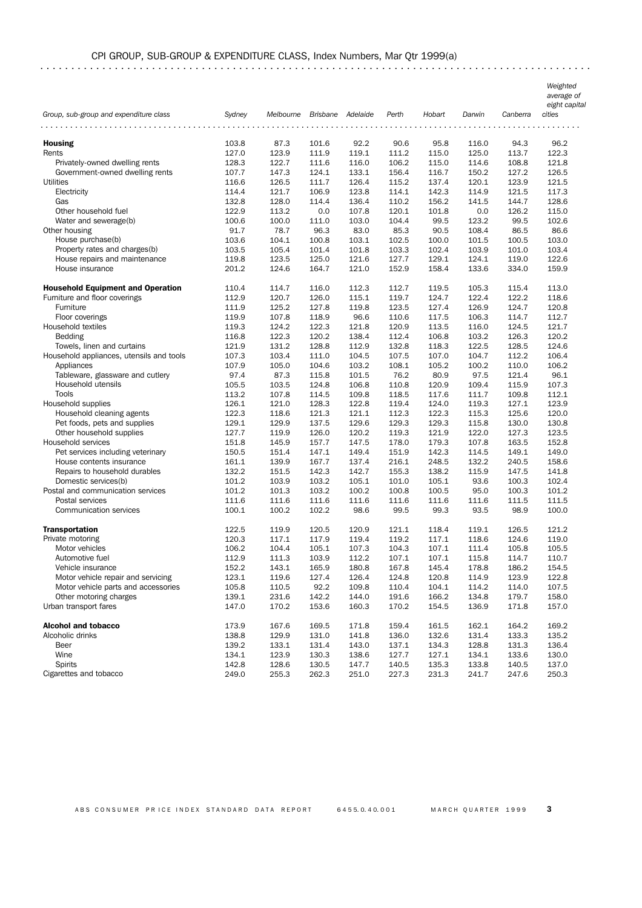CPI GROUP, SUB-GROUP & EXPENDITURE CLASS, Index Numbers, Mar Qtr 1999(a)

| Group, sub-group and expenditure class | Sydney | Melbourne | Brisbane | Adelaide | Perth | Hobart | Darwin | Canberra | *Weighted average of eight capital cities* |
|---|---|---|---|---|---|---|---|---|---|
| **Housing** | 103.8 | 87.3 | 101.6 | 92.2 | 90.6 | 95.8 | 116.0 | 94.3 | 96.2 |
| Rents | 127.0 | 123.9 | 111.9 | 119.1 | 111.2 | 115.0 | 125.0 | 113.7 | 122.3 |
| Privately-owned dwelling rents | 128.3 | 122.7 | 111.6 | 116.0 | 106.2 | 115.0 | 114.6 | 108.8 | 121.8 |
| Government-owned dwelling rents | 107.7 | 147.3 | 124.1 | 133.1 | 156.4 | 116.7 | 150.2 | 127.2 | 126.5 |
| Utilities | 116.6 | 126.5 | 111.7 | 126.4 | 115.2 | 137.4 | 120.1 | 123.9 | 121.5 |
| Electricity | 114.4 | 121.7 | 106.9 | 123.8 | 114.1 | 142.3 | 114.9 | 121.5 | 117.3 |
| Gas | 132.8 | 128.0 | 114.4 | 136.4 | 110.2 | 156.2 | 141.5 | 144.7 | 128.6 |
| Other household fuel | 122.9 | 113.2 | 0.0 | 107.8 | 120.1 | 101.8 | 0.0 | 126.2 | 115.0 |
| Water and sewerage(b) | 100.6 | 100.0 | 111.0 | 103.0 | 104.4 | 99.5 | 123.2 | 99.5 | 102.6 |
| Other housing | 91.7 | 78.7 | 96.3 | 83.0 | 85.3 | 90.5 | 108.4 | 86.5 | 86.6 |
| House purchase(b) | 103.6 | 104.1 | 100.8 | 103.1 | 102.5 | 100.0 | 101.5 | 100.5 | 103.0 |
| Property rates and charges(b) | 103.5 | 105.4 | 101.4 | 101.8 | 103.3 | 102.4 | 103.9 | 101.0 | 103.4 |
| House repairs and maintenance | 119.8 | 123.5 | 125.0 | 121.6 | 127.7 | 129.1 | 124.1 | 119.0 | 122.6 |
| House insurance | 201.2 | 124.6 | 164.7 | 121.0 | 152.9 | 158.4 | 133.6 | 334.0 | 159.9 |
| **Household Equipment and Operation** | 110.4 | 114.7 | 116.0 | 112.3 | 112.7 | 119.5 | 105.3 | 115.4 | 113.0 |
| Furniture and floor coverings | 112.9 | 120.7 | 126.0 | 115.1 | 119.7 | 124.7 | 122.4 | 122.2 | 118.6 |
| Furniture | 111.9 | 125.2 | 127.8 | 119.8 | 123.5 | 127.4 | 126.9 | 124.7 | 120.8 |
| Floor coverings | 119.9 | 107.8 | 118.9 | 96.6 | 110.6 | 117.5 | 106.3 | 114.7 | 112.7 |
| Household textiles | 119.3 | 124.2 | 122.3 | 121.8 | 120.9 | 113.5 | 116.0 | 124.5 | 121.7 |
| Bedding | 116.8 | 122.3 | 120.2 | 138.4 | 112.4 | 106.8 | 103.2 | 126.3 | 120.2 |
| Towels, linen and curtains | 121.9 | 131.2 | 128.8 | 112.9 | 132.8 | 118.3 | 122.5 | 128.5 | 124.6 |
| Household appliances, utensils and tools | 107.3 | 103.4 | 111.0 | 104.5 | 107.5 | 107.0 | 104.7 | 112.2 | 106.4 |
| Appliances | 107.9 | 105.0 | 104.6 | 103.2 | 108.1 | 105.2 | 100.2 | 110.0 | 106.2 |
| Tableware, glassware and cutlery | 97.4 | 87.3 | 115.8 | 101.5 | 76.2 | 80.9 | 97.5 | 121.4 | 96.1 |
| Household utensils | 105.5 | 103.5 | 124.8 | 106.8 | 110.8 | 120.9 | 109.4 | 115.9 | 107.3 |
| Tools | 113.2 | 107.8 | 114.5 | 109.8 | 118.5 | 117.6 | 111.7 | 109.8 | 112.1 |
| Household supplies | 126.1 | 121.0 | 128.3 | 122.8 | 119.4 | 124.0 | 119.3 | 127.1 | 123.9 |
| Household cleaning agents | 122.3 | 118.6 | 121.3 | 121.1 | 112.3 | 122.3 | 115.3 | 125.6 | 120.0 |
| Pet foods, pets and supplies | 129.1 | 129.9 | 137.5 | 129.6 | 129.3 | 129.3 | 115.8 | 130.0 | 130.8 |
| Other household supplies | 127.7 | 119.9 | 126.0 | 120.2 | 119.3 | 121.9 | 122.0 | 127.3 | 123.5 |
| Household services | 151.8 | 145.9 | 157.7 | 147.5 | 178.0 | 179.3 | 107.8 | 163.5 | 152.8 |
| Pet services including veterinary | 150.5 | 151.4 | 147.1 | 149.4 | 151.9 | 142.3 | 114.5 | 149.1 | 149.0 |
| House contents insurance | 161.1 | 139.9 | 167.7 | 137.4 | 216.1 | 248.5 | 132.2 | 240.5 | 158.6 |
| Repairs to household durables | 132.2 | 151.5 | 142.3 | 142.7 | 155.3 | 138.2 | 115.9 | 147.5 | 141.8 |
| Domestic services(b) | 101.2 | 103.9 | 103.2 | 105.1 | 101.0 | 105.1 | 93.6 | 100.3 | 102.4 |
| Postal and communication services | 101.2 | 101.3 | 103.2 | 100.2 | 100.8 | 100.5 | 95.0 | 100.3 | 101.2 |
| Postal services | 111.6 | 111.6 | 111.6 | 111.6 | 111.6 | 111.6 | 111.6 | 111.5 | 111.5 |
| Communication services | 100.1 | 100.2 | 102.2 | 98.6 | 99.5 | 99.3 | 93.5 | 98.9 | 100.0 |
| **Transportation** | 122.5 | 119.9 | 120.5 | 120.9 | 121.1 | 118.4 | 119.1 | 126.5 | 121.2 |
| Private motoring | 120.3 | 117.1 | 117.9 | 119.4 | 119.2 | 117.1 | 118.6 | 124.6 | 119.0 |
| Motor vehicles | 106.2 | 104.4 | 105.1 | 107.3 | 104.3 | 107.1 | 111.4 | 105.8 | 105.5 |
| Automotive fuel | 112.9 | 111.3 | 103.9 | 112.2 | 107.1 | 107.1 | 115.8 | 114.7 | 110.7 |
| Vehicle insurance | 152.2 | 143.1 | 165.9 | 180.8 | 167.8 | 145.4 | 178.8 | 186.2 | 154.5 |
| Motor vehicle repair and servicing | 123.1 | 119.6 | 127.4 | 126.4 | 124.8 | 120.8 | 114.9 | 123.9 | 122.8 |
| Motor vehicle parts and accessories | 105.8 | 110.5 | 92.2 | 109.8 | 110.4 | 104.1 | 114.2 | 114.0 | 107.5 |
| Other motoring charges | 139.1 | 231.6 | 142.2 | 144.0 | 191.6 | 166.2 | 134.8 | 179.7 | 158.0 |
| Urban transport fares | 147.0 | 170.2 | 153.6 | 160.3 | 170.2 | 154.5 | 136.9 | 171.8 | 157.0 |
| **Alcohol and tobacco** | 173.9 | 167.6 | 169.5 | 171.8 | 159.4 | 161.5 | 162.1 | 164.2 | 169.2 |
| Alcoholic drinks | 138.8 | 129.9 | 131.0 | 141.8 | 136.0 | 132.6 | 131.4 | 133.3 | 135.2 |
| Beer | 139.2 | 133.1 | 131.4 | 143.0 | 137.1 | 134.3 | 128.8 | 131.3 | 136.4 |
| Wine | 134.1 | 123.9 | 130.3 | 138.6 | 127.7 | 127.1 | 134.1 | 133.6 | 130.0 |
| Spirits | 142.8 | 128.6 | 130.5 | 147.7 | 140.5 | 135.3 | 133.8 | 140.5 | 137.0 |
| Cigarettes and tobacco | 249.0 | 255.3 | 262.3 | 251.0 | 227.3 | 231.3 | 241.7 | 247.6 | 250.3 |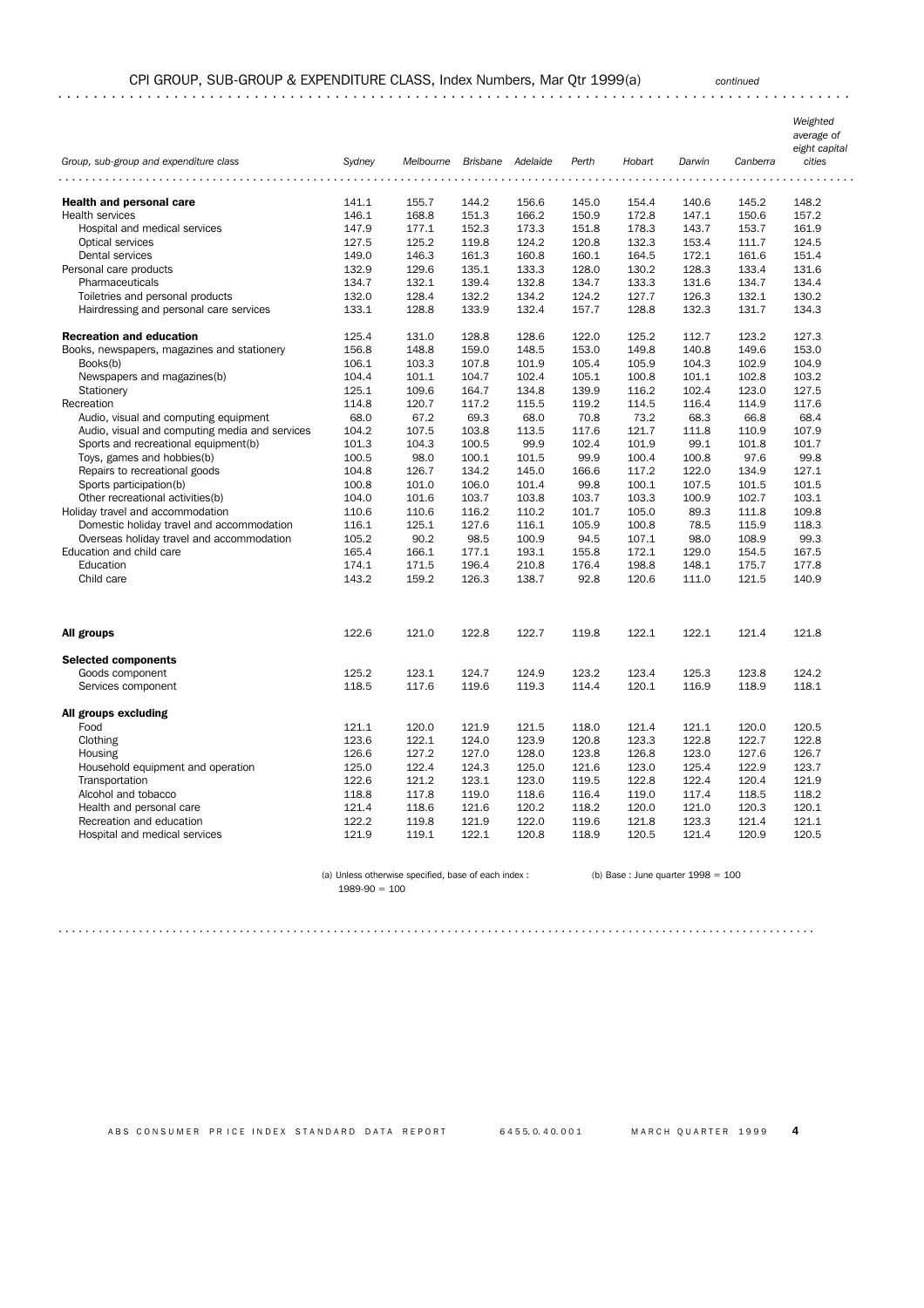## CPI GROUP, SUB-GROUP & EXPENDITURE CLASS, Index Numbers, Mar Qtr 1999(a) *continued*

| Group, sub-group and expenditure class | Sydney | Melbourne | Brisbane | Adelaide | Perth | Hobart | Darwin | Canberra | Weighted average of eight capital cities |
|---|---|---|---|---|---|---|---|---|---|
| **Health and personal care** | 141.1 | 155.7 | 144.2 | 156.6 | 145.0 | 154.4 | 140.6 | 145.2 | 148.2 |
| Health services | 146.1 | 168.8 | 151.3 | 166.2 | 150.9 | 172.8 | 147.1 | 150.6 | 157.2 |
| Hospital and medical services | 147.9 | 177.1 | 152.3 | 173.3 | 151.8 | 178.3 | 143.7 | 153.7 | 161.9 |
| Optical services | 127.5 | 125.2 | 119.8 | 124.2 | 120.8 | 132.3 | 153.4 | 111.7 | 124.5 |
| Dental services | 149.0 | 146.3 | 161.3 | 160.8 | 160.1 | 164.5 | 172.1 | 161.6 | 151.4 |
| Personal care products | 132.9 | 129.6 | 135.1 | 133.3 | 128.0 | 130.2 | 128.3 | 133.4 | 131.6 |
| Pharmaceuticals | 134.7 | 132.1 | 139.4 | 132.8 | 134.7 | 133.3 | 131.6 | 134.7 | 134.4 |
| Toiletries and personal products | 132.0 | 128.4 | 132.2 | 134.2 | 124.2 | 127.7 | 126.3 | 132.1 | 130.2 |
| Hairdressing and personal care services | 133.1 | 128.8 | 133.9 | 132.4 | 157.7 | 128.8 | 132.3 | 131.7 | 134.3 |
| **Recreation and education** | 125.4 | 131.0 | 128.8 | 128.6 | 122.0 | 125.2 | 112.7 | 123.2 | 127.3 |
| Books, newspapers, magazines and stationery | 156.8 | 148.8 | 159.0 | 148.5 | 153.0 | 149.8 | 140.8 | 149.6 | 153.0 |
| Books(b) | 106.1 | 103.3 | 107.8 | 101.9 | 105.4 | 105.9 | 104.3 | 102.9 | 104.9 |
| Newspapers and magazines(b) | 104.4 | 101.1 | 104.7 | 102.4 | 105.1 | 100.8 | 101.1 | 102.8 | 103.2 |
| Stationery | 125.1 | 109.6 | 164.7 | 134.8 | 139.9 | 116.2 | 102.4 | 123.0 | 127.5 |
| Recreation | 114.8 | 120.7 | 117.2 | 115.5 | 119.2 | 114.5 | 116.4 | 114.9 | 117.6 |
| Audio, visual and computing equipment | 68.0 | 67.2 | 69.3 | 68.0 | 70.8 | 73.2 | 68.3 | 66.8 | 68.4 |
| Audio, visual and computing media and services | 104.2 | 107.5 | 103.8 | 113.5 | 117.6 | 121.7 | 111.8 | 110.9 | 107.9 |
| Sports and recreational equipment(b) | 101.3 | 104.3 | 100.5 | 99.9 | 102.4 | 101.9 | 99.1 | 101.8 | 101.7 |
| Toys, games and hobbies(b) | 100.5 | 98.0 | 100.1 | 101.5 | 99.9 | 100.4 | 100.8 | 97.6 | 99.8 |
| Repairs to recreational goods | 104.8 | 126.7 | 134.2 | 145.0 | 166.6 | 117.2 | 122.0 | 134.9 | 127.1 |
| Sports participation(b) | 100.8 | 101.0 | 106.0 | 101.4 | 99.8 | 100.1 | 107.5 | 101.5 | 101.5 |
| Other recreational activities(b) | 104.0 | 101.6 | 103.7 | 103.8 | 103.7 | 103.3 | 100.9 | 102.7 | 103.1 |
| Holiday travel and accommodation | 110.6 | 110.6 | 116.2 | 110.2 | 101.7 | 105.0 | 89.3 | 111.8 | 109.8 |
| Domestic holiday travel and accommodation | 116.1 | 125.1 | 127.6 | 116.1 | 105.9 | 100.8 | 78.5 | 115.9 | 118.3 |
| Overseas holiday travel and accommodation | 105.2 | 90.2 | 98.5 | 100.9 | 94.5 | 107.1 | 98.0 | 108.9 | 99.3 |
| Education and child care | 165.4 | 166.1 | 177.1 | 193.1 | 155.8 | 172.1 | 129.0 | 154.5 | 167.5 |
| Education | 174.1 | 171.5 | 196.4 | 210.8 | 176.4 | 198.8 | 148.1 | 175.7 | 177.8 |
| Child care | 143.2 | 159.2 | 126.3 | 138.7 | 92.8 | 120.6 | 111.0 | 121.5 | 140.9 |
| **All groups** | 122.6 | 121.0 | 122.8 | 122.7 | 119.8 | 122.1 | 122.1 | 121.4 | 121.8 |
| **Selected components** | | | | | | | | | |
| Goods component | 125.2 | 123.1 | 124.7 | 124.9 | 123.2 | 123.4 | 125.3 | 123.8 | 124.2 |
| Services component | 118.5 | 117.6 | 119.6 | 119.3 | 114.4 | 120.1 | 116.9 | 118.9 | 118.1 |
| **All groups excluding** | | | | | | | | | |
| Food | 121.1 | 120.0 | 121.9 | 121.5 | 118.0 | 121.4 | 121.1 | 120.0 | 120.5 |
| Clothing | 123.6 | 122.1 | 124.0 | 123.9 | 120.8 | 123.3 | 122.8 | 122.7 | 122.8 |
| Housing | 126.6 | 127.2 | 127.0 | 128.0 | 123.8 | 126.8 | 123.0 | 127.6 | 126.7 |
| Household equipment and operation | 125.0 | 122.4 | 124.3 | 125.0 | 121.6 | 123.0 | 125.4 | 122.9 | 123.7 |
| Transportation | 122.6 | 121.2 | 123.1 | 123.0 | 119.5 | 122.8 | 122.4 | 120.4 | 121.9 |
| Alcohol and tobacco | 118.8 | 117.8 | 119.0 | 118.6 | 116.4 | 119.0 | 117.4 | 118.5 | 118.2 |
| Health and personal care | 121.4 | 118.6 | 121.6 | 120.2 | 118.2 | 120.0 | 121.0 | 120.3 | 120.1 |
| Recreation and education | 122.2 | 119.8 | 121.9 | 122.0 | 119.6 | 121.8 | 123.3 | 121.4 | 121.1 |
| Hospital and medical services | 121.9 | 119.1 | 122.1 | 120.8 | 118.9 | 120.5 | 121.4 | 120.9 | 120.5 |

(a) Unless otherwise specified, base of each index : 1989-90 = 100

(b) Base : June quarter 1998 = 100